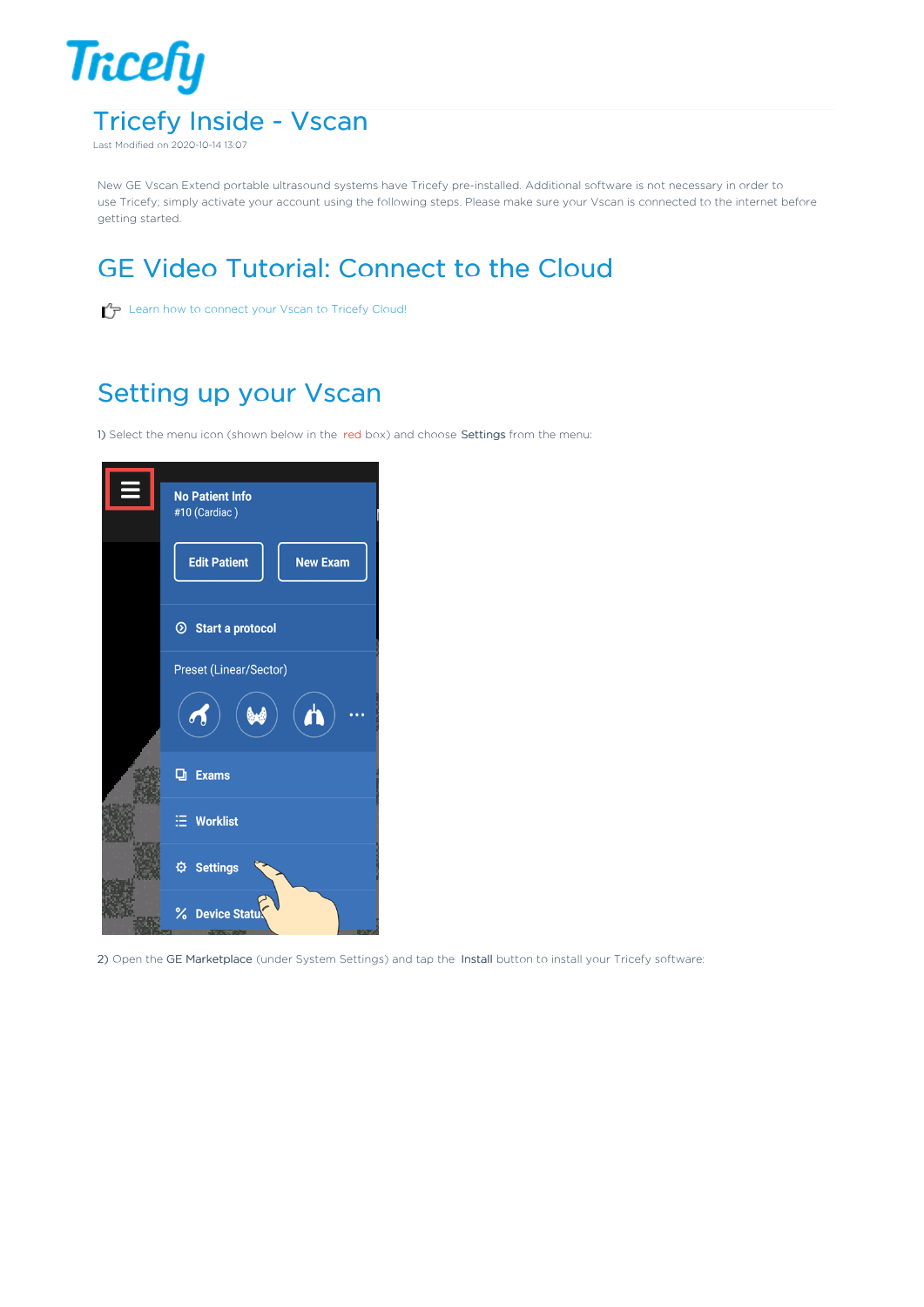# Tricefy Inside - Vscan

Last Modified on 2020-10-14 13:07

New GE Vscan Extend portable ultrasound systems have Tricefy pre-installed. Additional software is not necessary in order to use Tricefy; simply activate your account using the following steps. Please make sure your Vscan is connected to the internet before getting started.

## GE Video Tutorial: Connect to the Cloud

Learn how to connect your Vscan to Tricefy Cloud!

## Setting up your Vscan

1) Select the menu icon (shown below in the red box) and choose **Settings** from the menu:

2) Open the **GE Marketplace** (under System Settings) and tap the **Install** button to install your Tricefy software: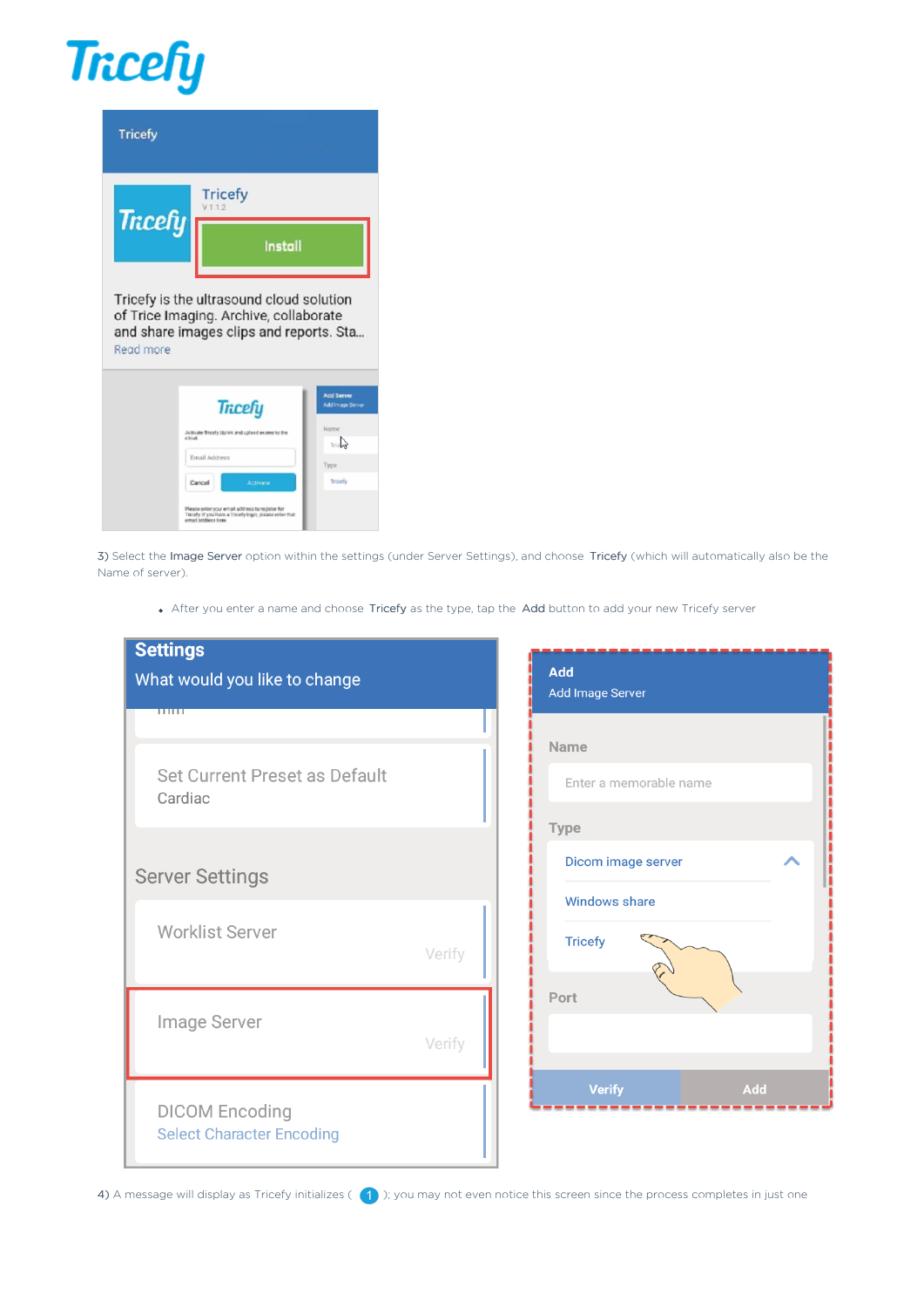3) Select the **Image Server** option within the settings (under Server Settings), and choose **Tricefy** (which will automatically also be the Name of server).

- After you enter a name and choose **Tricefy** as the type, tap the **Add** button to add your new Tricefy server

4) A message will display as Tricefy initializes ( 1 ); you may not even notice this screen since the process completes in just one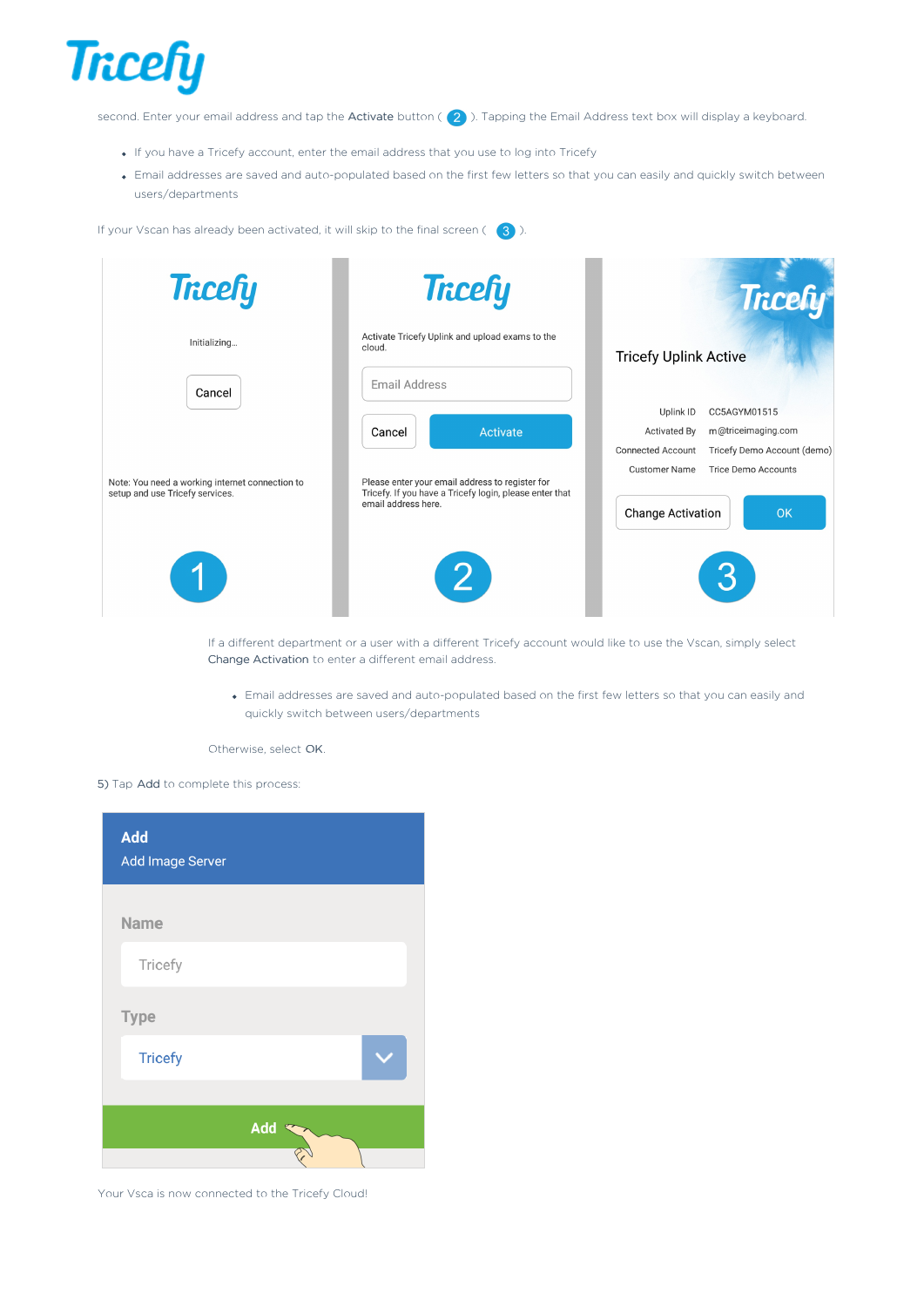second. Enter your email address and tap the **Activate** button ( 2 ). Tapping the Email Address text box will display a keyboard.

- If you have a Tricefy account, enter the email address that you use to log into Tricefy
- Email addresses are saved and auto-populated based on the first few letters so that you can easily and quickly switch between users/departments

If your Vscan has already been activated, it will skip to the final screen ( 3 ).

If a different department or a user with a different Tricefy account would like to use the Vscan, simply select **Change Activation** to enter a different email address.

- Email addresses are saved and auto-populated based on the first few letters so that you can easily and quickly switch between users/departments

Otherwise, select **OK**.

5) Tap **Add** to complete this process:

Your Vsca is now connected to the Tricefy Cloud!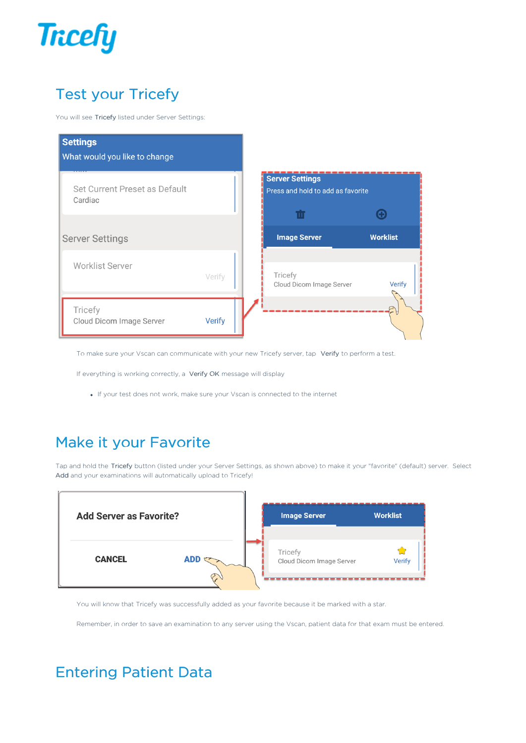# Test your Tricefy

You will see **Tricefy** listed under Server Settings:

To make sure your Vscan can communicate with your new Tricefy server, tap **Verify** to perform a test.

If everything is working correctly, a **Verify OK** message will display

- If your test does not work, make sure your Vscan is connected to the internet

# Make it your Favorite

Tap and hold the **Tricefy** button (listed under your Server Settings, as shown above) to make it your "favorite" (default) server. Select **Add** and your examinations will automatically upload to Tricefy!

You will know that Tricefy was successfully added as your favorite because it be marked with a star.

Remember, in order to save an examination to any server using the Vscan, patient data for that exam must be entered.

# Entering Patient Data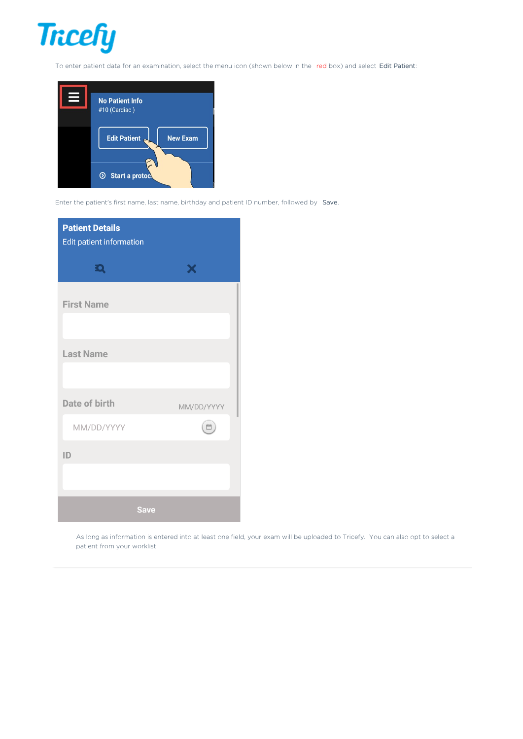To enter patient data for an examination, select the menu icon (shown below in the red box) and select Edit Patient:

No Patient Info
#10 (Cardiac )

Edit Patient

New Exam

Start a protoc

Enter the patient's first name, last name, birthday and patient ID number, followed by Save.

**Patient Details**
Edit patient information

First Name

Last Name

Date of birth MM/DD/YYYY

MM/DD/YYYY

ID

Save

As long as information is entered into at least one field, your exam will be uploaded to Tricefy. You can also opt to select a patient from your worklist.